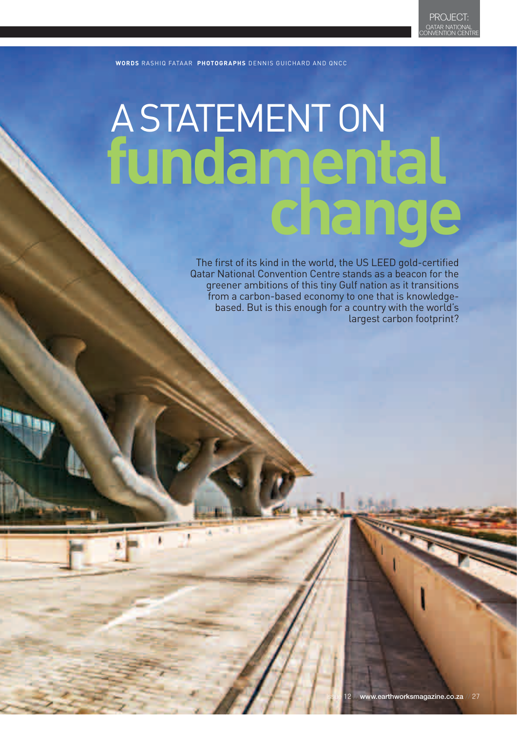PROJECT: QATAR NATIONAL CONVENTION CENTRE

**WORDS** RASHIQ FATAAR **PHOTOGRAPHS** DENNIS GUICHARD AND QNCC

# A STATEMENT ON fundamental change

The first of its kind in the world, the US LEED gold-certified Qatar National Convention Centre stands as a beacon for the greener ambitions of this tiny Gulf nation as it transitions from a carbon-based economy to one that is knowledge-based. But is this enough for a country with the world's largest carbon footprint?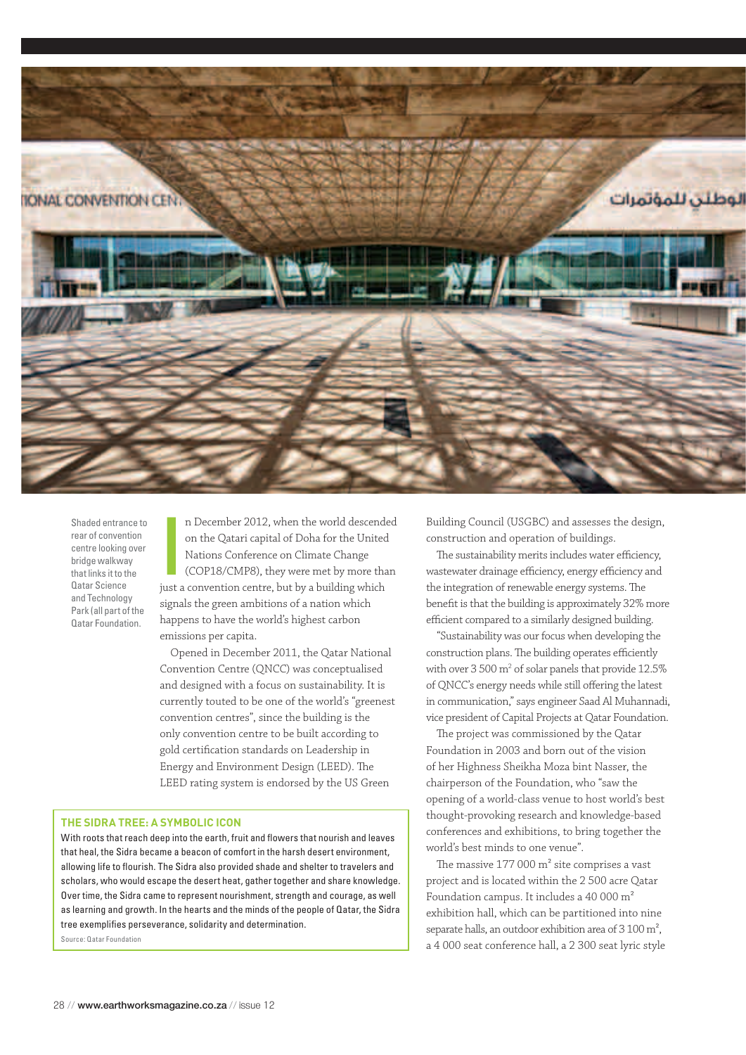Shaded entrance to rear of convention centre looking over bridge walkway that links it to the Qatar Science and Technology Park (all part of the Qatar Foundation.

In December 2012, when the world descended on the Qatari capital of Doha for the United Nations Conference on Climate Change (COP18/CMP8), they were met by more than just a convention centre, but by a building which signals the green ambitions of a nation which happens to have the world's highest carbon emissions per capita.

Opened in December 2011, the Qatar National Convention Centre (QNCC) was conceptualised and designed with a focus on sustainability. It is currently touted to be one of the world's "greenest convention centres", since the building is the only convention centre to be built according to gold certification standards on Leadership in Energy and Environment Design (LEED). The LEED rating system is endorsed by the US Green Building Council (USGBC) and assesses the design, construction and operation of buildings.

The sustainability merits includes water efficiency, wastewater drainage efficiency, energy efficiency and the integration of renewable energy systems. The benefit is that the building is approximately 32% more efficient compared to a similarly designed building.

"Sustainability was our focus when developing the construction plans. The building operates efficiently with over 3 500 m² of solar panels that provide 12.5% of QNCC's energy needs while still offering the latest in communication," says engineer Saad Al Muhannadi, vice president of Capital Projects at Qatar Foundation.

The project was commissioned by the Qatar Foundation in 2003 and born out of the vision of her Highness Sheikha Moza bint Nasser, the chairperson of the Foundation, who "saw the opening of a world-class venue to host world's best thought-provoking research and knowledge-based conferences and exhibitions, to bring together the world's best minds to one venue".

The massive 177 000 m² site comprises a vast project and is located within the 2 500 acre Qatar Foundation campus. It includes a 40 000 m² exhibition hall, which can be partitioned into nine separate halls, an outdoor exhibition area of 3 100 m², a 4 000 seat conference hall, a 2 300 seat lyric style

### THE SIDRA TREE: A SYMBOLIC ICON

With roots that reach deep into the earth, fruit and flowers that nourish and leaves that heal, the Sidra became a beacon of comfort in the harsh desert environment, allowing life to flourish. The Sidra also provided shade and shelter to travelers and scholars, who would escape the desert heat, gather together and share knowledge. Over time, the Sidra came to represent nourishment, strength and courage, as well as learning and growth. In the hearts and the minds of the people of Qatar, the Sidra tree exemplifies perseverance, solidarity and determination.

Source: Qatar Foundation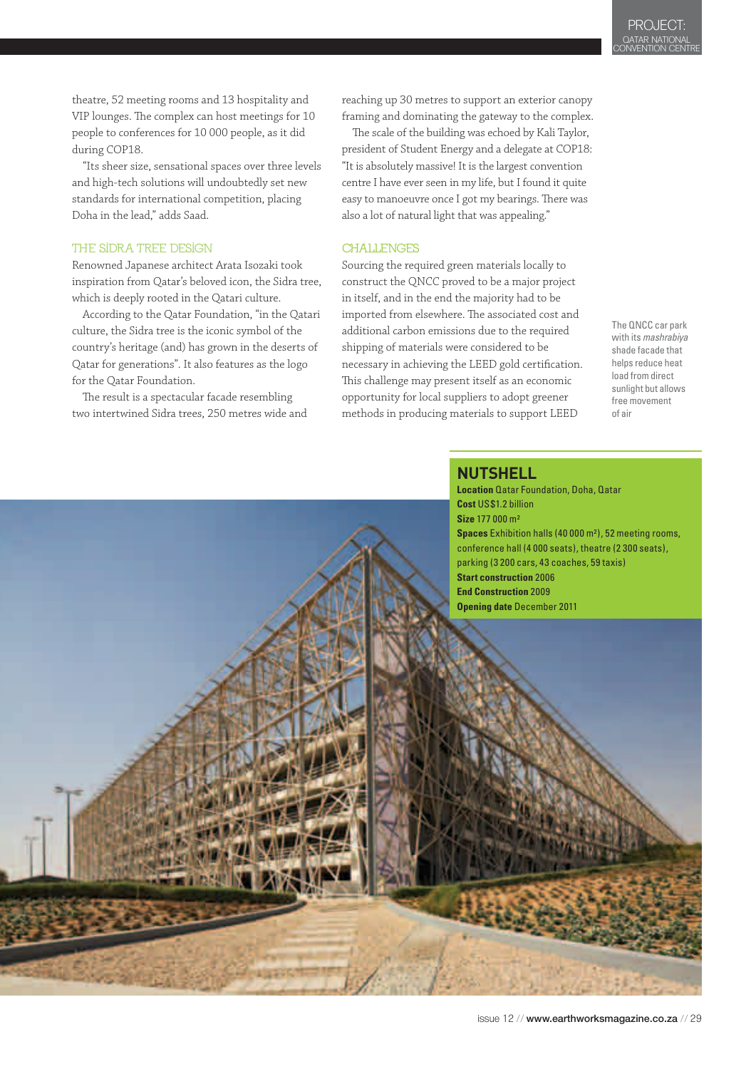theatre, 52 meeting rooms and 13 hospitality and VIP lounges. The complex can host meetings for 10 people to conferences for 10 000 people, as it did during COP18.

"Its sheer size, sensational spaces over three levels and high-tech solutions will undoubtedly set new standards for international competition, placing Doha in the lead," adds Saad.

## THE SIDRA TREE DESIGN

Renowned Japanese architect Arata Isozaki took inspiration from Qatar's beloved icon, the Sidra tree, which is deeply rooted in the Qatari culture.

According to the Qatar Foundation, "in the Qatari culture, the Sidra tree is the iconic symbol of the country's heritage (and) has grown in the deserts of Qatar for generations". It also features as the logo for the Qatar Foundation.

The result is a spectacular facade resembling two intertwined Sidra trees, 250 metres wide and reaching up 30 metres to support an exterior canopy framing and dominating the gateway to the complex.

The scale of the building was echoed by Kali Taylor, president of Student Energy and a delegate at COP18: "It is absolutely massive! It is the largest convention centre I have ever seen in my life, but I found it quite easy to manoeuvre once I got my bearings. There was also a lot of natural light that was appealing."

## CHALLENGES

Sourcing the required green materials locally to construct the QNCC proved to be a major project in itself, and in the end the majority had to be imported from elsewhere. The associated cost and additional carbon emissions due to the required shipping of materials were considered to be necessary in achieving the LEED gold certification. This challenge may present itself as an economic opportunity for local suppliers to adopt greener methods in producing materials to support LEED

The QNCC car park with its *mashrabiya* shade facade that helps reduce heat load from direct sunlight but allows free movement of air

## NUTSHELL

**Location** Qatar Foundation, Doha, Qatar
**Cost** US$1.2 billion
**Size** 177 000 m²
**Spaces** Exhibition halls (40 000 m²), 52 meeting rooms, conference hall (4 000 seats), theatre (2 300 seats), parking (3 200 cars, 43 coaches, 59 taxis)
**Start construction** 2006
**End Construction** 2009
**Opening date** December 2011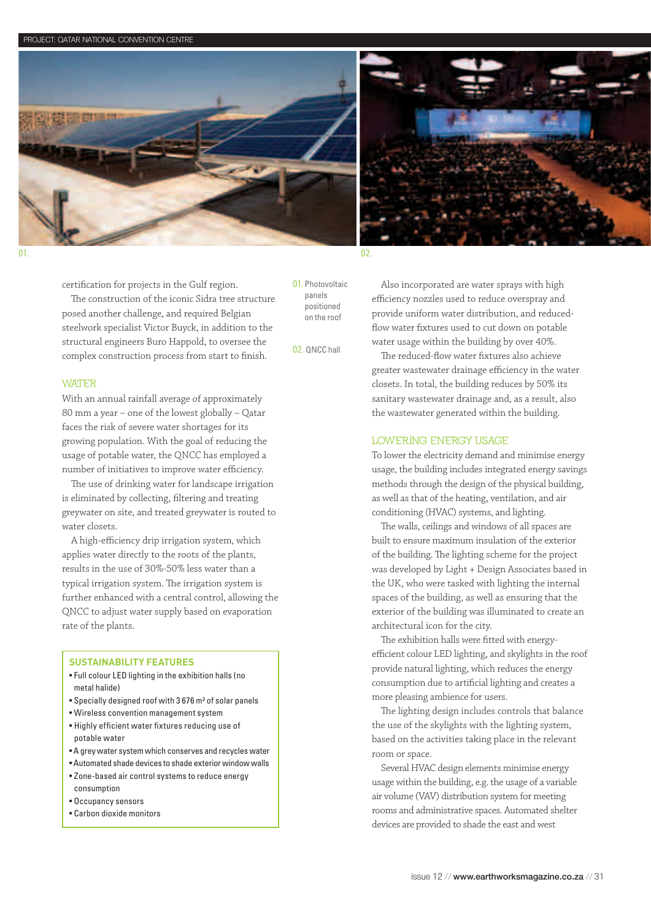01. Photovoltaic panels positioned on the roof

02. QNCC hall

certification for projects in the Gulf region.

The construction of the iconic Sidra tree structure posed another challenge, and required Belgian steelwork specialist Victor Buyck, in addition to the structural engineers Buro Happold, to oversee the complex construction process from start to finish.

## WATER

With an annual rainfall average of approximately 80 mm a year – one of the lowest globally – Qatar faces the risk of severe water shortages for its growing population. With the goal of reducing the usage of potable water, the QNCC has employed a number of initiatives to improve water efficiency.

The use of drinking water for landscape irrigation is eliminated by collecting, filtering and treating greywater on site, and treated greywater is routed to water closets.

A high-efficiency drip irrigation system, which applies water directly to the roots of the plants, results in the use of 30%-50% less water than a typical irrigation system. The irrigation system is further enhanced with a central control, allowing the QNCC to adjust water supply based on evaporation rate of the plants.

### SUSTAINABILITY FEATURES

- Full colour LED lighting in the exhibition halls (no metal halide)
- Specially designed roof with 3 676 m² of solar panels
- Wireless convention management system
- Highly efficient water fixtures reducing use of potable water
- A grey water system which conserves and recycles water
- Automated shade devices to shade exterior window walls
- Zone-based air control systems to reduce energy consumption
- Occupancy sensors
- Carbon dioxide monitors

Also incorporated are water sprays with high efficiency nozzles used to reduce overspray and provide uniform water distribution, and reduced-flow water fixtures used to cut down on potable water usage within the building by over 40%.

The reduced-flow water fixtures also achieve greater wastewater drainage efficiency in the water closets. In total, the building reduces by 50% its sanitary wastewater drainage and, as a result, also the wastewater generated within the building.

## LOWERING ENERGY USAGE

To lower the electricity demand and minimise energy usage, the building includes integrated energy savings methods through the design of the physical building, as well as that of the heating, ventilation, and air conditioning (HVAC) systems, and lighting.

The walls, ceilings and windows of all spaces are built to ensure maximum insulation of the exterior of the building. The lighting scheme for the project was developed by Light + Design Associates based in the UK, who were tasked with lighting the internal spaces of the building, as well as ensuring that the exterior of the building was illuminated to create an architectural icon for the city.

The exhibition halls were fitted with energy-efficient colour LED lighting, and skylights in the roof provide natural lighting, which reduces the energy consumption due to artificial lighting and creates a more pleasing ambience for users.

The lighting design includes controls that balance the use of the skylights with the lighting system, based on the activities taking place in the relevant room or space.

Several HVAC design elements minimise energy usage within the building, e.g. the usage of a variable air volume (VAV) distribution system for meeting rooms and administrative spaces. Automated shelter devices are provided to shade the east and west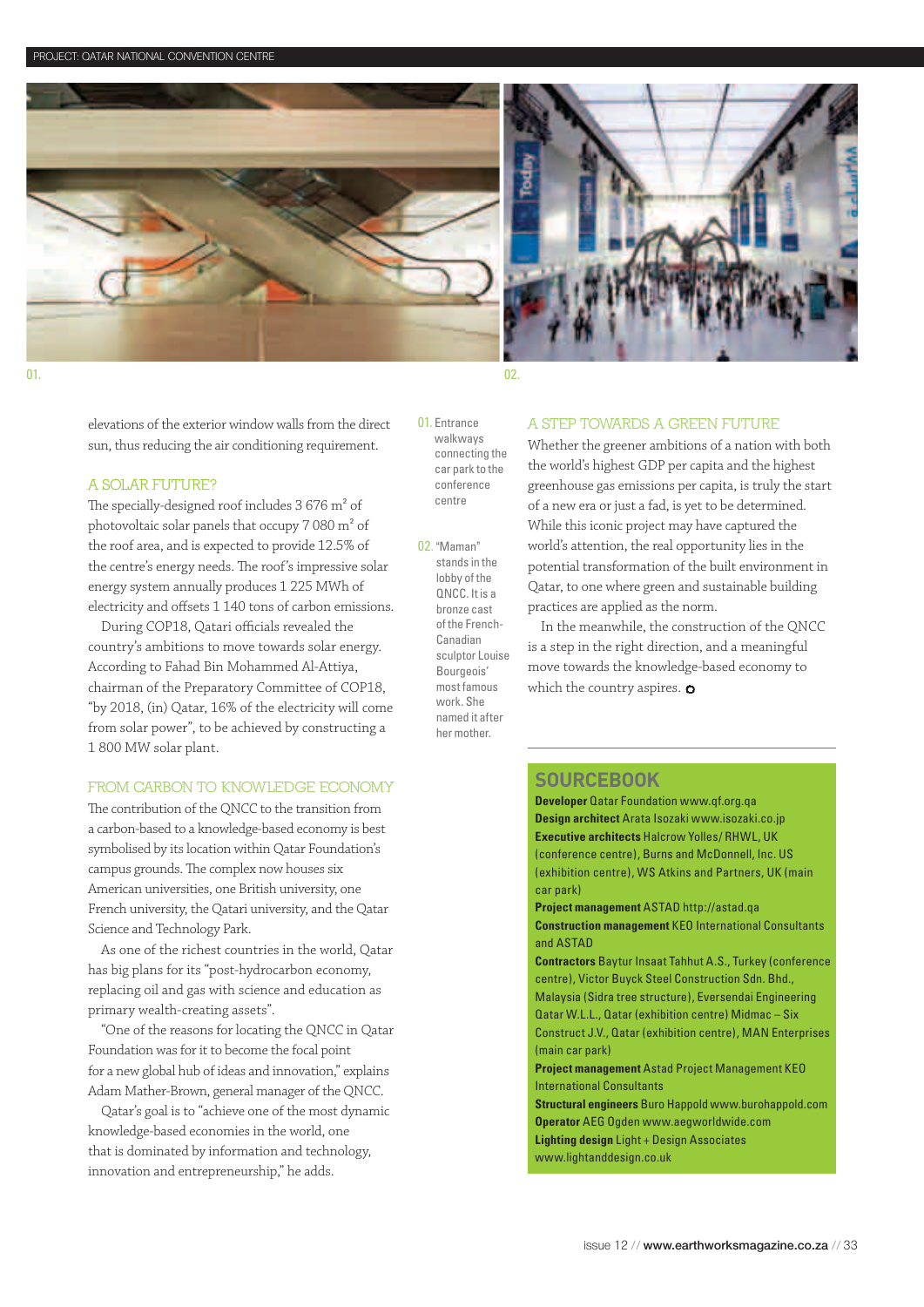elevations of the exterior window walls from the direct sun, thus reducing the air conditioning requirement.

## A SOLAR FUTURE?

The specially-designed roof includes 3 676 m² of photovoltaic solar panels that occupy 7 080 m² of the roof area, and is expected to provide 12.5% of the centre's energy needs. The roof's impressive solar energy system annually produces 1 225 MWh of electricity and offsets 1 140 tons of carbon emissions.

During COP18, Qatari officials revealed the country's ambitions to move towards solar energy. According to Fahad Bin Mohammed Al-Attiya, chairman of the Preparatory Committee of COP18, "by 2018, (in) Qatar, 16% of the electricity will come from solar power", to be achieved by constructing a 1 800 MW solar plant.

## FROM CARBON TO KNOWLEDGE ECONOMY

The contribution of the QNCC to the transition from a carbon-based to a knowledge-based economy is best symbolised by its location within Qatar Foundation's campus grounds. The complex now houses six American universities, one British university, one French university, the Qatari university, and the Qatar Science and Technology Park.

As one of the richest countries in the world, Qatar has big plans for its "post-hydrocarbon economy, replacing oil and gas with science and education as primary wealth-creating assets".

"One of the reasons for locating the QNCC in Qatar Foundation was for it to become the focal point for a new global hub of ideas and innovation," explains Adam Mather-Brown, general manager of the QNCC.

Qatar's goal is to "achieve one of the most dynamic knowledge-based economies in the world, one that is dominated by information and technology, innovation and entrepreneurship," he adds.

01. Entrance walkways connecting the car park to the conference centre

02. "Maman" stands in the lobby of the QNCC. It is a bronze cast of the French-Canadian sculptor Louise Bourgeois' most famous work. She named it after her mother.

## A STEP TOWARDS A GREEN FUTURE

Whether the greener ambitions of a nation with both the world's highest GDP per capita and the highest greenhouse gas emissions per capita, is truly the start of a new era or just a fad, is yet to be determined. While this iconic project may have captured the world's attention, the real opportunity lies in the potential transformation of the built environment in Qatar, to one where green and sustainable building practices are applied as the norm.

In the meanwhile, the construction of the QNCC is a step in the right direction, and a meaningful move towards the knowledge-based economy to which the country aspires.

## SOURCEBOOK

**Developer** Qatar Foundation www.qf.org.qa
**Design architect** Arata Isozaki www.isozaki.co.jp
**Executive architects** Halcrow Yolles/ RHWL, UK (conference centre), Burns and McDonnell, Inc. US (exhibition centre), WS Atkins and Partners, UK (main car park)
**Project management** ASTAD http://astad.qa
**Construction management** KEO International Consultants and ASTAD
**Contractors** Baytur Insaat Tahhut A.S., Turkey (conference centre), Victor Buyck Steel Construction Sdn. Bhd., Malaysia (Sidra tree structure), Eversendai Engineering Qatar W.L.L., Qatar (exhibition centre) Midmac – Six Construct J.V., Qatar (exhibition centre), MAN Enterprises (main car park)
**Project management** Astad Project Management KEO International Consultants
**Structural engineers** Buro Happold www.burohappold.com
**Operator** AEG Ogden www.aegworldwide.com
**Lighting design** Light + Design Associates www.lightanddesign.co.uk